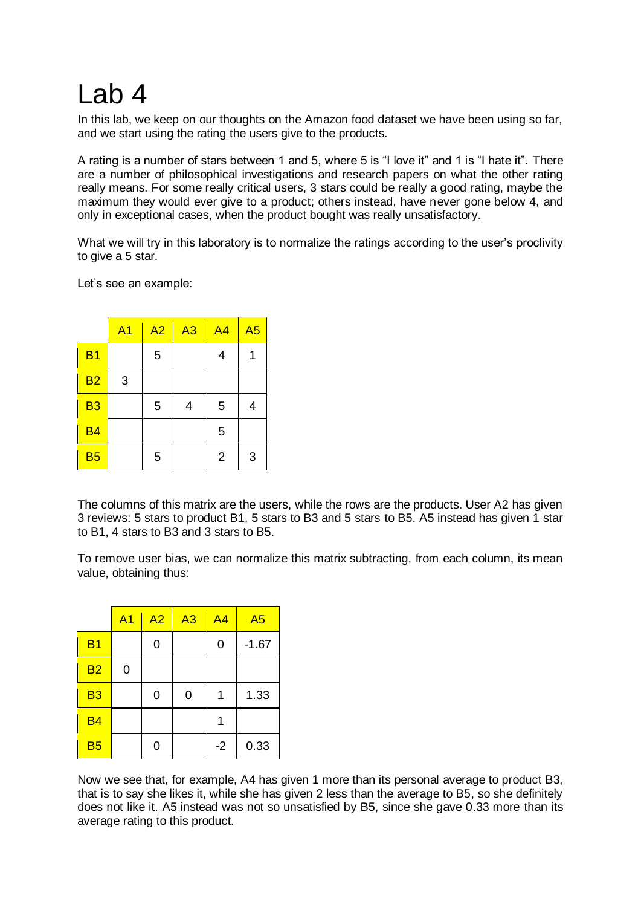# Lab 4

In this lab, we keep on our thoughts on the Amazon food dataset we have been using so far, and we start using the rating the users give to the products.

A rating is a number of stars between 1 and 5, where 5 is "I love it" and 1 is "I hate it". There are a number of philosophical investigations and research papers on what the other rating really means. For some really critical users, 3 stars could be really a good rating, maybe the maximum they would ever give to a product; others instead, have never gone below 4, and only in exceptional cases, when the product bought was really unsatisfactory.

What we will try in this laboratory is to normalize the ratings according to the user's proclivity to give a 5 star.

Let's see an example:

| | A1 | A2 | A3 | A4 | A5 |
|---|---|---|---|---|---|
| B1 | | 5 | | 4 | 1 |
| B2 | 3 | | | | |
| B3 | | 5 | 4 | 5 | 4 |
| B4 | | | | 5 | |
| B5 | | 5 | | 2 | 3 |

The columns of this matrix are the users, while the rows are the products. User A2 has given 3 reviews: 5 stars to product B1, 5 stars to B3 and 5 stars to B5. A5 instead has given 1 star to B1, 4 stars to B3 and 3 stars to B5.

To remove user bias, we can normalize this matrix subtracting, from each column, its mean value, obtaining thus:

| | A1 | A2 | A3 | A4 | A5 |
|---|---|---|---|---|---|
| B1 | | 0 | | 0 | -1.67 |
| B2 | 0 | | | | |
| B3 | | 0 | 0 | 1 | 1.33 |
| B4 | | | | 1 | |
| B5 | | 0 | | -2 | 0.33 |

Now we see that, for example, A4 has given 1 more than its personal average to product B3, that is to say she likes it, while she has given 2 less than the average to B5, so she definitely does not like it. A5 instead was not so unsatisfied by B5, since she gave 0.33 more than its average rating to this product.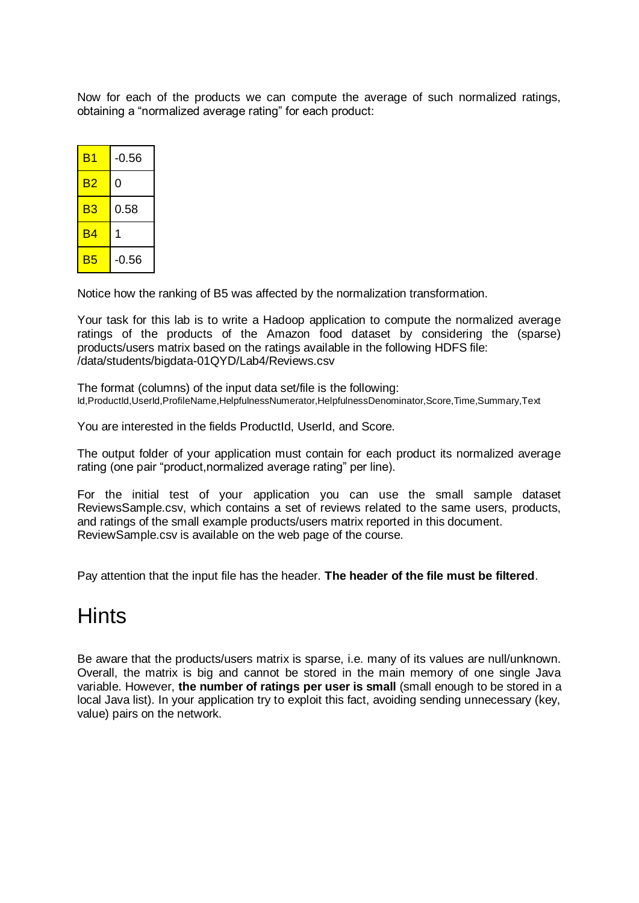Now for each of the products we can compute the average of such normalized ratings, obtaining a "normalized average rating" for each product:

| | |
|---|---|
| B1 | -0.56 |
| B2 | 0 |
| B3 | 0.58 |
| B4 | 1 |
| B5 | -0.56 |

Notice how the ranking of B5 was affected by the normalization transformation.

Your task for this lab is to write a Hadoop application to compute the normalized average ratings of the products of the Amazon food dataset by considering the (sparse) products/users matrix based on the ratings available in the following HDFS file: /data/students/bigdata-01QYD/Lab4/Reviews.csv

The format (columns) of the input data set/file is the following:
Id,ProductId,UserId,ProfileName,HelpfulnessNumerator,HelpfulnessDenominator,Score,Time,Summary,Text

You are interested in the fields ProductId, UserId, and Score.

The output folder of your application must contain for each product its normalized average rating (one pair "product,normalized average rating" per line).

For the initial test of your application you can use the small sample dataset ReviewsSample.csv, which contains a set of reviews related to the same users, products, and ratings of the small example products/users matrix reported in this document. ReviewSample.csv is available on the web page of the course.

Pay attention that the input file has the header. **The header of the file must be filtered**.

# Hints

Be aware that the products/users matrix is sparse, i.e. many of its values are null/unknown. Overall, the matrix is big and cannot be stored in the main memory of one single Java variable. However, **the number of ratings per user is small** (small enough to be stored in a local Java list). In your application try to exploit this fact, avoiding sending unnecessary (key, value) pairs on the network.